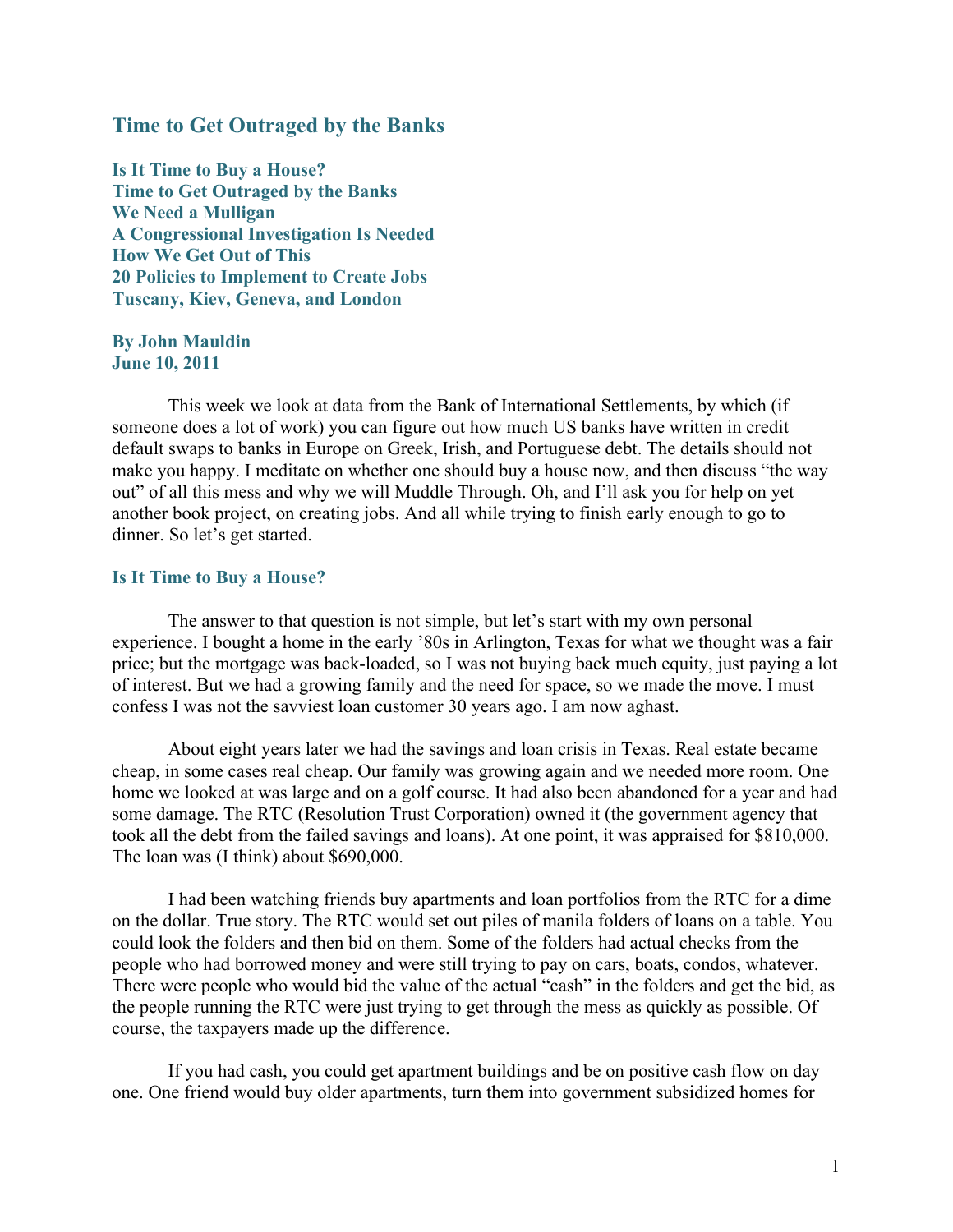# Time to Get Outraged by the Banks

**Is It Time to Buy a House?**
**Time to Get Outraged by the Banks**
**We Need a Mulligan**
**A Congressional Investigation Is Needed**
**How We Get Out of This**
**20 Policies to Implement to Create Jobs**
**Tuscany, Kiev, Geneva, and London**

**By John Mauldin**
**June 10, 2011**

This week we look at data from the Bank of International Settlements, by which (if someone does a lot of work) you can figure out how much US banks have written in credit default swaps to banks in Europe on Greek, Irish, and Portuguese debt. The details should not make you happy. I meditate on whether one should buy a house now, and then discuss "the way out" of all this mess and why we will Muddle Through. Oh, and I'll ask you for help on yet another book project, on creating jobs. And all while trying to finish early enough to go to dinner. So let's get started.

## Is It Time to Buy a House?

The answer to that question is not simple, but let's start with my own personal experience. I bought a home in the early '80s in Arlington, Texas for what we thought was a fair price; but the mortgage was back-loaded, so I was not buying back much equity, just paying a lot of interest. But we had a growing family and the need for space, so we made the move. I must confess I was not the savviest loan customer 30 years ago. I am now aghast.

About eight years later we had the savings and loan crisis in Texas. Real estate became cheap, in some cases real cheap. Our family was growing again and we needed more room. One home we looked at was large and on a golf course. It had also been abandoned for a year and had some damage. The RTC (Resolution Trust Corporation) owned it (the government agency that took all the debt from the failed savings and loans). At one point, it was appraised for $810,000. The loan was (I think) about $690,000.

I had been watching friends buy apartments and loan portfolios from the RTC for a dime on the dollar. True story. The RTC would set out piles of manila folders of loans on a table. You could look the folders and then bid on them. Some of the folders had actual checks from the people who had borrowed money and were still trying to pay on cars, boats, condos, whatever. There were people who would bid the value of the actual "cash" in the folders and get the bid, as the people running the RTC were just trying to get through the mess as quickly as possible. Of course, the taxpayers made up the difference.

If you had cash, you could get apartment buildings and be on positive cash flow on day one. One friend would buy older apartments, turn them into government subsidized homes for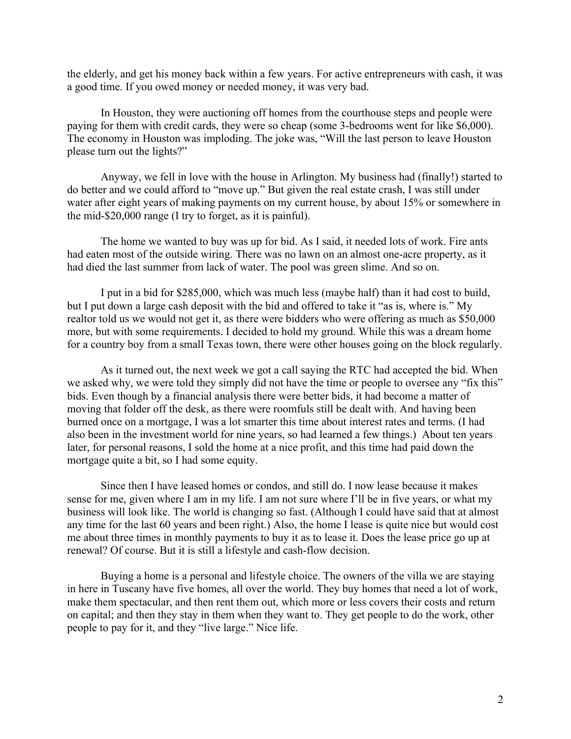the elderly, and get his money back within a few years. For active entrepreneurs with cash, it was a good time. If you owed money or needed money, it was very bad.

In Houston, they were auctioning off homes from the courthouse steps and people were paying for them with credit cards, they were so cheap (some 3-bedrooms went for like $6,000). The economy in Houston was imploding. The joke was, "Will the last person to leave Houston please turn out the lights?"

Anyway, we fell in love with the house in Arlington. My business had (finally!) started to do better and we could afford to "move up." But given the real estate crash, I was still under water after eight years of making payments on my current house, by about 15% or somewhere in the mid-$20,000 range (I try to forget, as it is painful).

The home we wanted to buy was up for bid. As I said, it needed lots of work. Fire ants had eaten most of the outside wiring. There was no lawn on an almost one-acre property, as it had died the last summer from lack of water. The pool was green slime. And so on.

I put in a bid for $285,000, which was much less (maybe half) than it had cost to build, but I put down a large cash deposit with the bid and offered to take it "as is, where is." My realtor told us we would not get it, as there were bidders who were offering as much as $50,000 more, but with some requirements. I decided to hold my ground. While this was a dream home for a country boy from a small Texas town, there were other houses going on the block regularly.

As it turned out, the next week we got a call saying the RTC had accepted the bid. When we asked why, we were told they simply did not have the time or people to oversee any "fix this" bids. Even though by a financial analysis there were better bids, it had become a matter of moving that folder off the desk, as there were roomfuls still be dealt with. And having been burned once on a mortgage, I was a lot smarter this time about interest rates and terms. (I had also been in the investment world for nine years, so had learned a few things.) About ten years later, for personal reasons, I sold the home at a nice profit, and this time had paid down the mortgage quite a bit, so I had some equity.

Since then I have leased homes or condos, and still do. I now lease because it makes sense for me, given where I am in my life. I am not sure where I'll be in five years, or what my business will look like. The world is changing so fast. (Although I could have said that at almost any time for the last 60 years and been right.) Also, the home I lease is quite nice but would cost me about three times in monthly payments to buy it as to lease it. Does the lease price go up at renewal? Of course. But it is still a lifestyle and cash-flow decision.

Buying a home is a personal and lifestyle choice. The owners of the villa we are staying in here in Tuscany have five homes, all over the world. They buy homes that need a lot of work, make them spectacular, and then rent them out, which more or less covers their costs and return on capital; and then they stay in them when they want to. They get people to do the work, other people to pay for it, and they "live large." Nice life.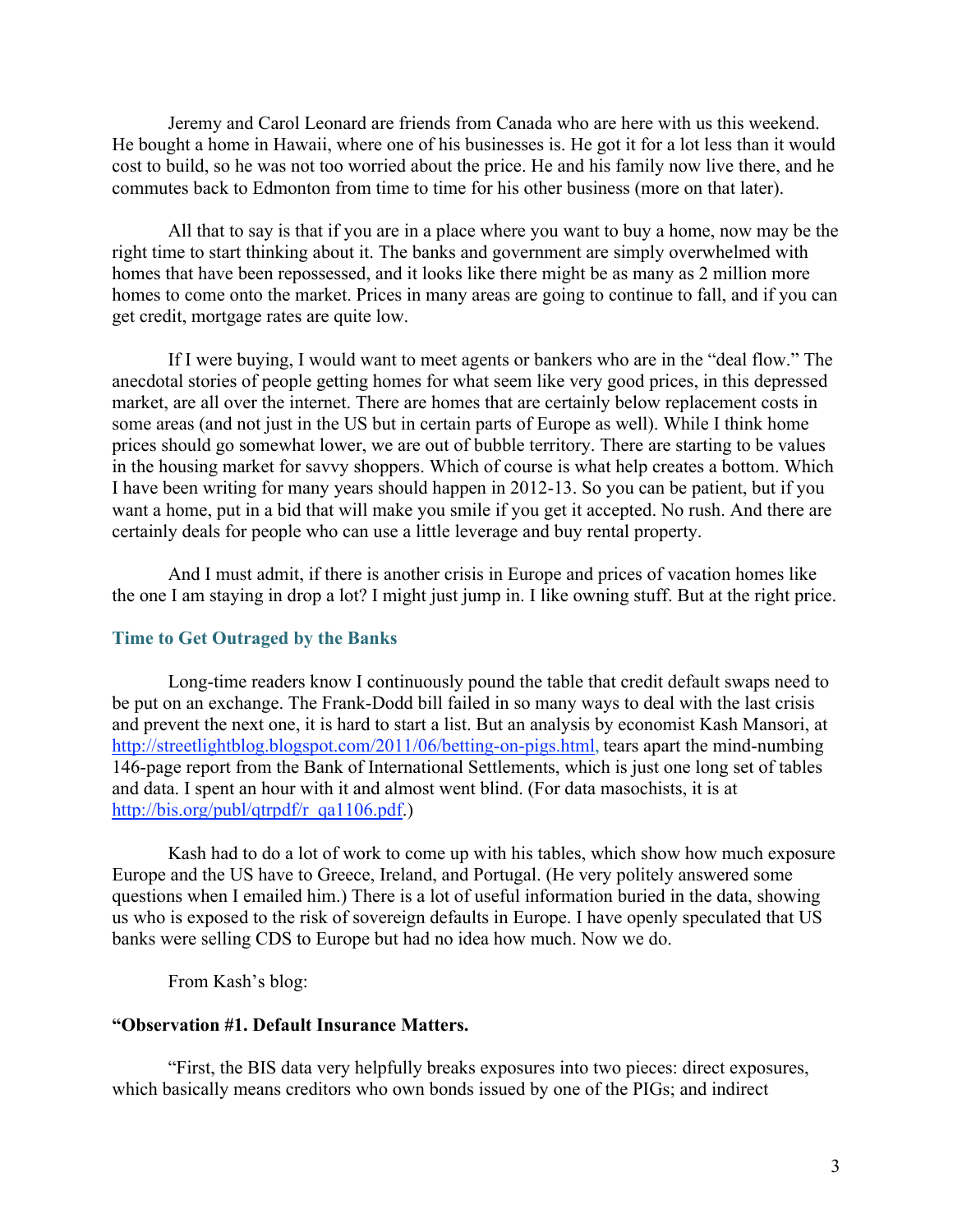Jeremy and Carol Leonard are friends from Canada who are here with us this weekend. He bought a home in Hawaii, where one of his businesses is. He got it for a lot less than it would cost to build, so he was not too worried about the price. He and his family now live there, and he commutes back to Edmonton from time to time for his other business (more on that later).

All that to say is that if you are in a place where you want to buy a home, now may be the right time to start thinking about it. The banks and government are simply overwhelmed with homes that have been repossessed, and it looks like there might be as many as 2 million more homes to come onto the market. Prices in many areas are going to continue to fall, and if you can get credit, mortgage rates are quite low.

If I were buying, I would want to meet agents or bankers who are in the "deal flow." The anecdotal stories of people getting homes for what seem like very good prices, in this depressed market, are all over the internet. There are homes that are certainly below replacement costs in some areas (and not just in the US but in certain parts of Europe as well). While I think home prices should go somewhat lower, we are out of bubble territory. There are starting to be values in the housing market for savvy shoppers. Which of course is what help creates a bottom. Which I have been writing for many years should happen in 2012-13. So you can be patient, but if you want a home, put in a bid that will make you smile if you get it accepted. No rush. And there are certainly deals for people who can use a little leverage and buy rental property.

And I must admit, if there is another crisis in Europe and prices of vacation homes like the one I am staying in drop a lot? I might just jump in. I like owning stuff. But at the right price.

### Time to Get Outraged by the Banks

Long-time readers know I continuously pound the table that credit default swaps need to be put on an exchange. The Frank-Dodd bill failed in so many ways to deal with the last crisis and prevent the next one, it is hard to start a list. But an analysis by economist Kash Mansori, at http://streetlightblog.blogspot.com/2011/06/betting-on-pigs.html, tears apart the mind-numbing 146-page report from the Bank of International Settlements, which is just one long set of tables and data. I spent an hour with it and almost went blind. (For data masochists, it is at http://bis.org/publ/qtrpdf/r_qa1106.pdf.)

Kash had to do a lot of work to come up with his tables, which show how much exposure Europe and the US have to Greece, Ireland, and Portugal. (He very politely answered some questions when I emailed him.) There is a lot of useful information buried in the data, showing us who is exposed to the risk of sovereign defaults in Europe. I have openly speculated that US banks were selling CDS to Europe but had no idea how much. Now we do.

From Kash's blog:

**"Observation #1. Default Insurance Matters.**

"First, the BIS data very helpfully breaks exposures into two pieces: direct exposures, which basically means creditors who own bonds issued by one of the PIGs; and indirect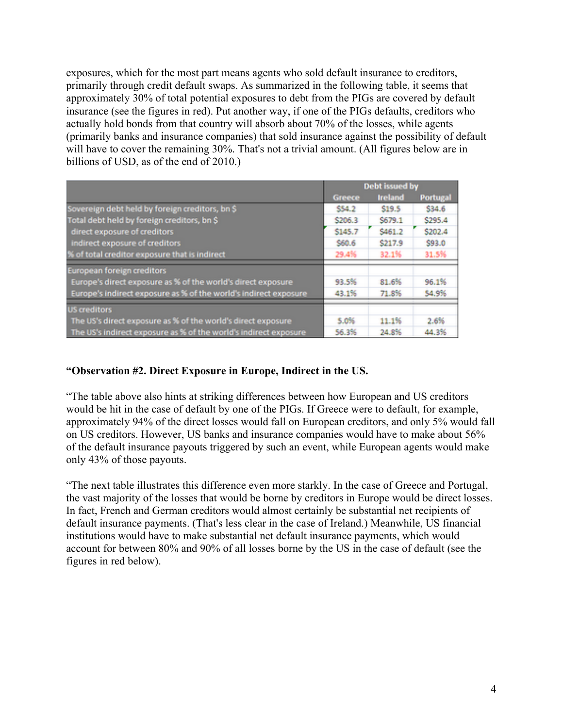exposures, which for the most part means agents who sold default insurance to creditors, primarily through credit default swaps. As summarized in the following table, it seems that approximately 30% of total potential exposures to debt from the PIGs are covered by default insurance (see the figures in red). Put another way, if one of the PIGs defaults, creditors who actually hold bonds from that country will absorb about 70% of the losses, while agents (primarily banks and insurance companies) that sold insurance against the possibility of default will have to cover the remaining 30%. That's not a trivial amount. (All figures below are in billions of USD, as of the end of 2010.)

| | Debt issued by | | |
|---|---|---|---|
| | Greece | Ireland | Portugal |
| Sovereign debt held by foreign creditors, bn $ | $54.2 | $19.5 | $34.6 |
| Total debt held by foreign creditors, bn $ | $206.3 | $679.1 | $295.4 |
| direct exposure of creditors | $145.7 | $461.2 | $202.4 |
| indirect exposure of creditors | $60.6 | $217.9 | $93.0 |
| % of total creditor exposure that is indirect | 29.4% | 32.1% | 31.5% |
| European foreign creditors | | | |
| Europe's direct exposure as % of the world's direct exposure | 93.5% | 81.6% | 96.1% |
| Europe's indirect exposure as % of the world's indirect exposure | 43.1% | 71.8% | 54.9% |
| US creditors | | | |
| The US's direct exposure as % of the world's direct exposure | 5.0% | 11.1% | 2.6% |
| The US's indirect exposure as % of the world's indirect exposure | 56.3% | 24.8% | 44.3% |

**"Observation #2. Direct Exposure in Europe, Indirect in the US.**

"The table above also hints at striking differences between how European and US creditors would be hit in the case of default by one of the PIGs. If Greece were to default, for example, approximately 94% of the direct losses would fall on European creditors, and only 5% would fall on US creditors. However, US banks and insurance companies would have to make about 56% of the default insurance payouts triggered by such an event, while European agents would make only 43% of those payouts.

"The next table illustrates this difference even more starkly. In the case of Greece and Portugal, the vast majority of the losses that would be borne by creditors in Europe would be direct losses. In fact, French and German creditors would almost certainly be substantial net recipients of default insurance payments. (That's less clear in the case of Ireland.) Meanwhile, US financial institutions would have to make substantial net default insurance payments, which would account for between 80% and 90% of all losses borne by the US in the case of default (see the figures in red below).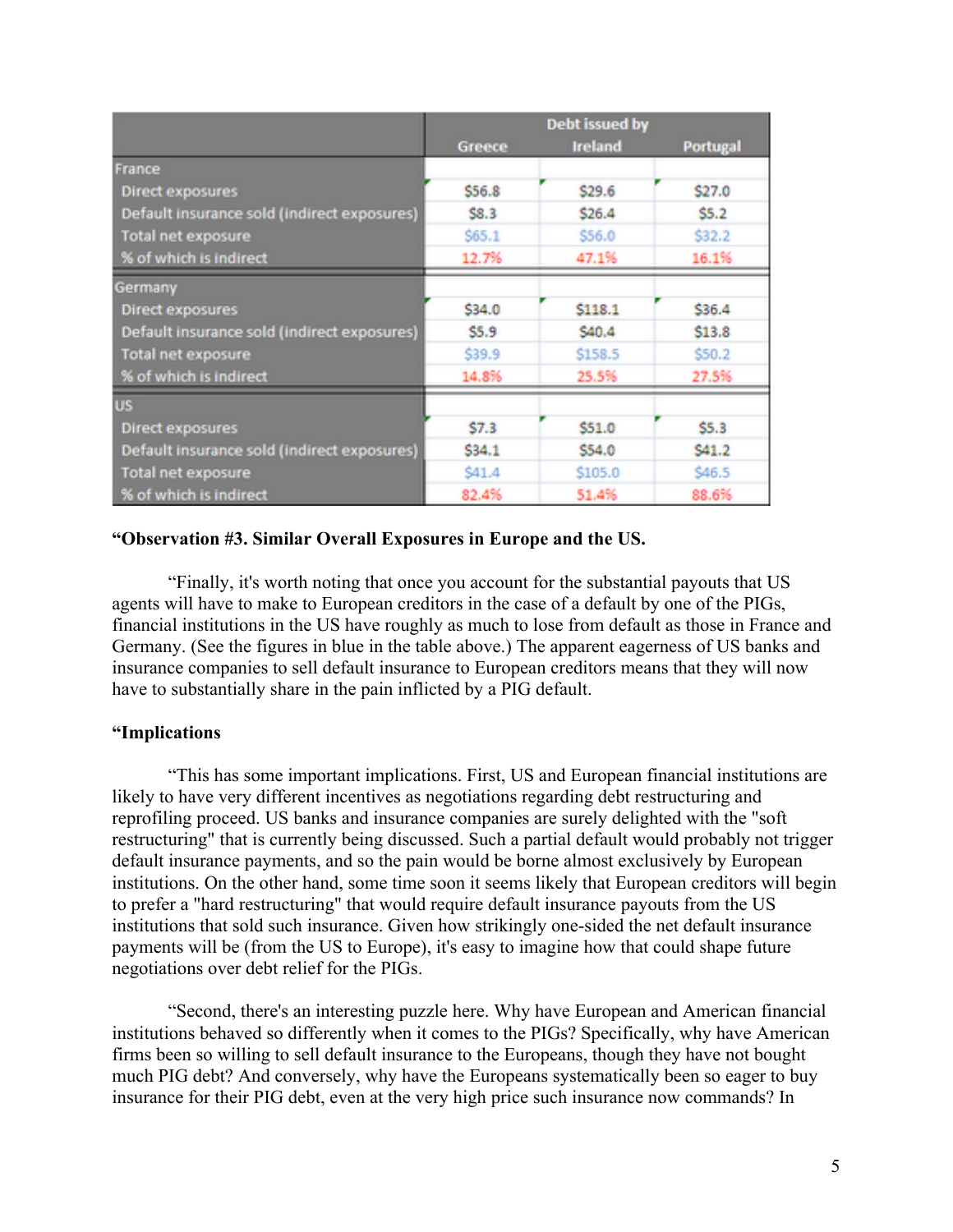| | Debt issued by | | |
|---|---|---|---|
| | Greece | Ireland | Portugal |
| France | | | |
| Direct exposures | $56.8 | $29.6 | $27.0 |
| Default insurance sold (indirect exposures) | $8.3 | $26.4 | $5.2 |
| Total net exposure | $65.1 | $56.0 | $32.2 |
| % of which is indirect | 12.7% | 47.1% | 16.1% |
| Germany | | | |
| Direct exposures | $34.0 | $118.1 | $36.4 |
| Default insurance sold (indirect exposures) | $5.9 | $40.4 | $13.8 |
| Total net exposure | $39.9 | $158.5 | $50.2 |
| % of which is indirect | 14.8% | 25.5% | 27.5% |
| US | | | |
| Direct exposures | $7.3 | $51.0 | $5.3 |
| Default insurance sold (indirect exposures) | $34.1 | $54.0 | $41.2 |
| Total net exposure | $41.4 | $105.0 | $46.5 |
| % of which is indirect | 82.4% | 51.4% | 88.6% |

**"Observation #3. Similar Overall Exposures in Europe and the US.**

"Finally, it's worth noting that once you account for the substantial payouts that US agents will have to make to European creditors in the case of a default by one of the PIGs, financial institutions in the US have roughly as much to lose from default as those in France and Germany. (See the figures in blue in the table above.) The apparent eagerness of US banks and insurance companies to sell default insurance to European creditors means that they will now have to substantially share in the pain inflicted by a PIG default.

**"Implications**

"This has some important implications. First, US and European financial institutions are likely to have very different incentives as negotiations regarding debt restructuring and reprofiling proceed. US banks and insurance companies are surely delighted with the "soft restructuring" that is currently being discussed. Such a partial default would probably not trigger default insurance payments, and so the pain would be borne almost exclusively by European institutions. On the other hand, some time soon it seems likely that European creditors will begin to prefer a "hard restructuring" that would require default insurance payouts from the US institutions that sold such insurance. Given how strikingly one-sided the net default insurance payments will be (from the US to Europe), it's easy to imagine how that could shape future negotiations over debt relief for the PIGs.

"Second, there's an interesting puzzle here. Why have European and American financial institutions behaved so differently when it comes to the PIGs? Specifically, why have American firms been so willing to sell default insurance to the Europeans, though they have not bought much PIG debt? And conversely, why have the Europeans systematically been so eager to buy insurance for their PIG debt, even at the very high price such insurance now commands? In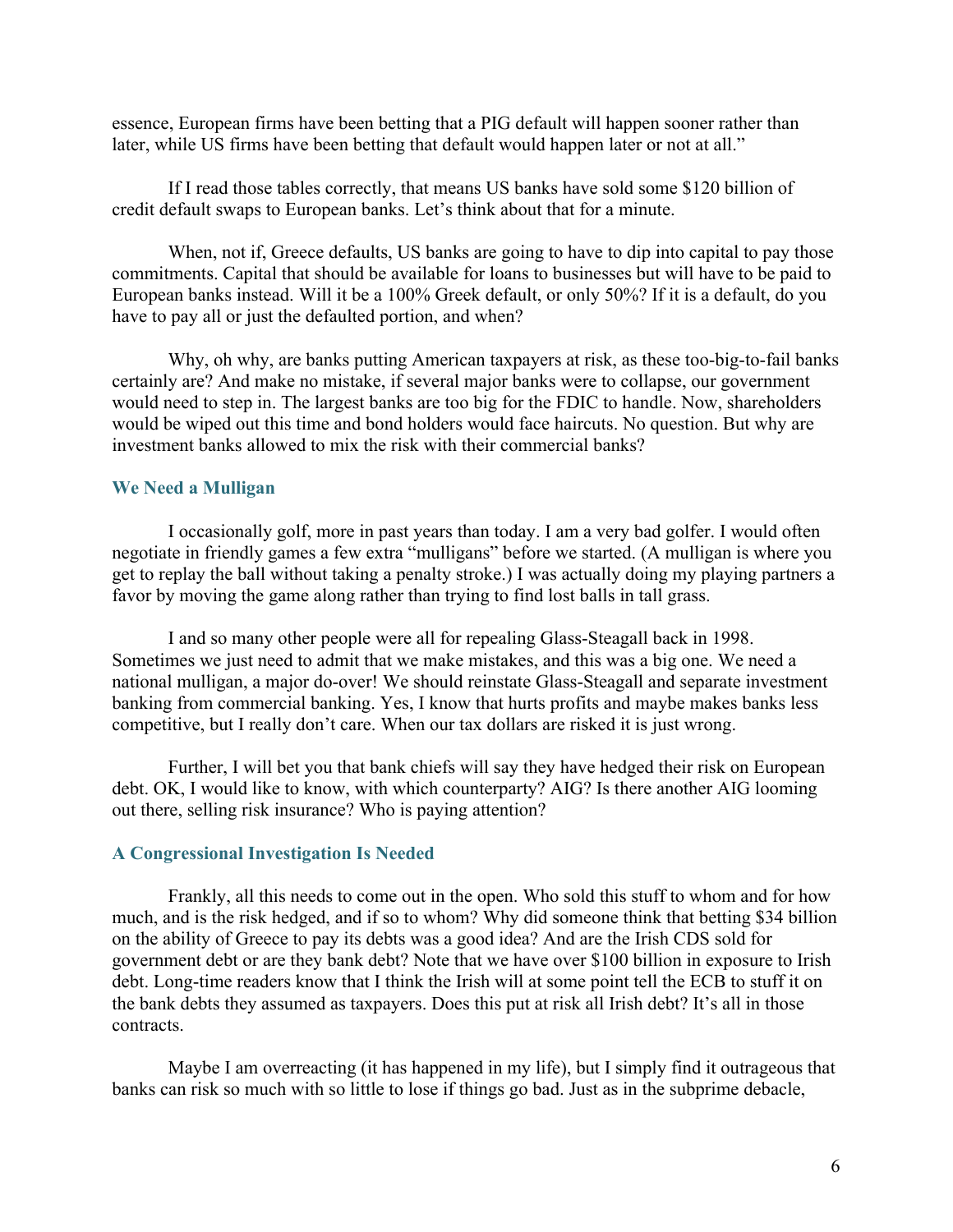essence, European firms have been betting that a PIG default will happen sooner rather than later, while US firms have been betting that default would happen later or not at all."

If I read those tables correctly, that means US banks have sold some $120 billion of credit default swaps to European banks. Let's think about that for a minute.

When, not if, Greece defaults, US banks are going to have to dip into capital to pay those commitments. Capital that should be available for loans to businesses but will have to be paid to European banks instead. Will it be a 100% Greek default, or only 50%? If it is a default, do you have to pay all or just the defaulted portion, and when?

Why, oh why, are banks putting American taxpayers at risk, as these too-big-to-fail banks certainly are? And make no mistake, if several major banks were to collapse, our government would need to step in. The largest banks are too big for the FDIC to handle. Now, shareholders would be wiped out this time and bond holders would face haircuts. No question. But why are investment banks allowed to mix the risk with their commercial banks?

### We Need a Mulligan

I occasionally golf, more in past years than today. I am a very bad golfer. I would often negotiate in friendly games a few extra "mulligans" before we started. (A mulligan is where you get to replay the ball without taking a penalty stroke.) I was actually doing my playing partners a favor by moving the game along rather than trying to find lost balls in tall grass.

I and so many other people were all for repealing Glass-Steagall back in 1998. Sometimes we just need to admit that we make mistakes, and this was a big one. We need a national mulligan, a major do-over! We should reinstate Glass-Steagall and separate investment banking from commercial banking. Yes, I know that hurts profits and maybe makes banks less competitive, but I really don't care. When our tax dollars are risked it is just wrong.

Further, I will bet you that bank chiefs will say they have hedged their risk on European debt. OK, I would like to know, with which counterparty? AIG? Is there another AIG looming out there, selling risk insurance? Who is paying attention?

### A Congressional Investigation Is Needed

Frankly, all this needs to come out in the open. Who sold this stuff to whom and for how much, and is the risk hedged, and if so to whom? Why did someone think that betting $34 billion on the ability of Greece to pay its debts was a good idea? And are the Irish CDS sold for government debt or are they bank debt? Note that we have over $100 billion in exposure to Irish debt. Long-time readers know that I think the Irish will at some point tell the ECB to stuff it on the bank debts they assumed as taxpayers. Does this put at risk all Irish debt? It's all in those contracts.

Maybe I am overreacting (it has happened in my life), but I simply find it outrageous that banks can risk so much with so little to lose if things go bad. Just as in the subprime debacle,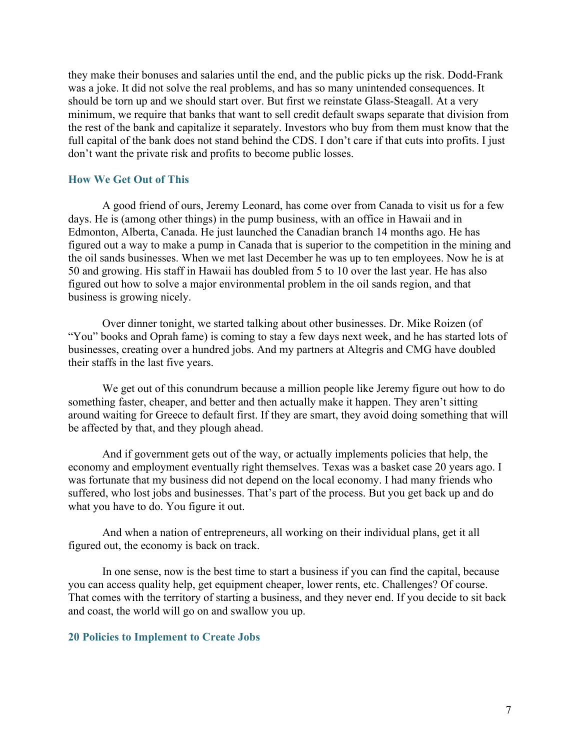they make their bonuses and salaries until the end, and the public picks up the risk. Dodd-Frank was a joke. It did not solve the real problems, and has so many unintended consequences. It should be torn up and we should start over. But first we reinstate Glass-Steagall. At a very minimum, we require that banks that want to sell credit default swaps separate that division from the rest of the bank and capitalize it separately. Investors who buy from them must know that the full capital of the bank does not stand behind the CDS. I don't care if that cuts into profits. I just don't want the private risk and profits to become public losses.

### How We Get Out of This

A good friend of ours, Jeremy Leonard, has come over from Canada to visit us for a few days. He is (among other things) in the pump business, with an office in Hawaii and in Edmonton, Alberta, Canada. He just launched the Canadian branch 14 months ago. He has figured out a way to make a pump in Canada that is superior to the competition in the mining and the oil sands businesses. When we met last December he was up to ten employees. Now he is at 50 and growing. His staff in Hawaii has doubled from 5 to 10 over the last year. He has also figured out how to solve a major environmental problem in the oil sands region, and that business is growing nicely.

Over dinner tonight, we started talking about other businesses. Dr. Mike Roizen (of "You" books and Oprah fame) is coming to stay a few days next week, and he has started lots of businesses, creating over a hundred jobs. And my partners at Altegris and CMG have doubled their staffs in the last five years.

We get out of this conundrum because a million people like Jeremy figure out how to do something faster, cheaper, and better and then actually make it happen. They aren't sitting around waiting for Greece to default first. If they are smart, they avoid doing something that will be affected by that, and they plough ahead.

And if government gets out of the way, or actually implements policies that help, the economy and employment eventually right themselves. Texas was a basket case 20 years ago. I was fortunate that my business did not depend on the local economy. I had many friends who suffered, who lost jobs and businesses. That's part of the process. But you get back up and do what you have to do. You figure it out.

And when a nation of entrepreneurs, all working on their individual plans, get it all figured out, the economy is back on track.

In one sense, now is the best time to start a business if you can find the capital, because you can access quality help, get equipment cheaper, lower rents, etc. Challenges? Of course. That comes with the territory of starting a business, and they never end. If you decide to sit back and coast, the world will go on and swallow you up.

### 20 Policies to Implement to Create Jobs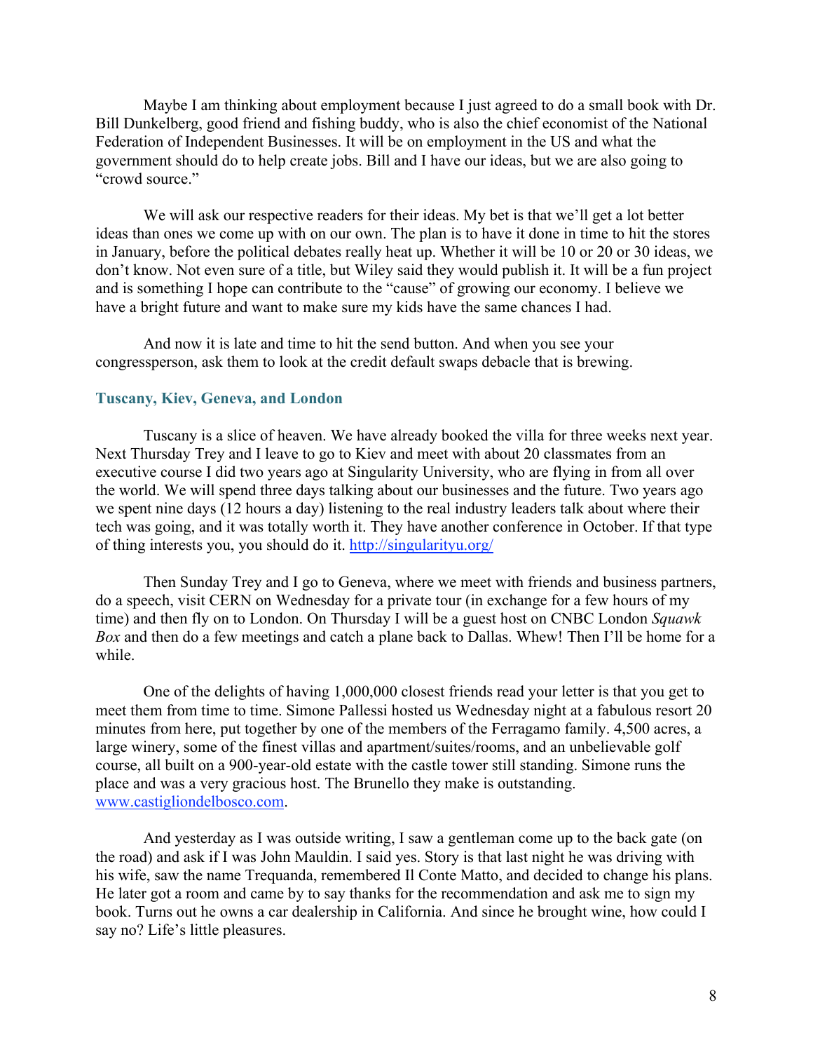Maybe I am thinking about employment because I just agreed to do a small book with Dr. Bill Dunkelberg, good friend and fishing buddy, who is also the chief economist of the National Federation of Independent Businesses. It will be on employment in the US and what the government should do to help create jobs. Bill and I have our ideas, but we are also going to "crowd source."

We will ask our respective readers for their ideas. My bet is that we'll get a lot better ideas than ones we come up with on our own. The plan is to have it done in time to hit the stores in January, before the political debates really heat up. Whether it will be 10 or 20 or 30 ideas, we don't know. Not even sure of a title, but Wiley said they would publish it. It will be a fun project and is something I hope can contribute to the "cause" of growing our economy. I believe we have a bright future and want to make sure my kids have the same chances I had.

And now it is late and time to hit the send button. And when you see your congressperson, ask them to look at the credit default swaps debacle that is brewing.

### Tuscany, Kiev, Geneva, and London

Tuscany is a slice of heaven. We have already booked the villa for three weeks next year. Next Thursday Trey and I leave to go to Kiev and meet with about 20 classmates from an executive course I did two years ago at Singularity University, who are flying in from all over the world. We will spend three days talking about our businesses and the future. Two years ago we spent nine days (12 hours a day) listening to the real industry leaders talk about where their tech was going, and it was totally worth it. They have another conference in October. If that type of thing interests you, you should do it. [http://singularityu.org/](http://singularityu.org/)

Then Sunday Trey and I go to Geneva, where we meet with friends and business partners, do a speech, visit CERN on Wednesday for a private tour (in exchange for a few hours of my time) and then fly on to London. On Thursday I will be a guest host on CNBC London *Squawk Box* and then do a few meetings and catch a plane back to Dallas. Whew! Then I'll be home for a while.

One of the delights of having 1,000,000 closest friends read your letter is that you get to meet them from time to time. Simone Pallessi hosted us Wednesday night at a fabulous resort 20 minutes from here, put together by one of the members of the Ferragamo family. 4,500 acres, a large winery, some of the finest villas and apartment/suites/rooms, and an unbelievable golf course, all built on a 900-year-old estate with the castle tower still standing. Simone runs the place and was a very gracious host. The Brunello they make is outstanding. [www.castigliondelbosco.com](http://www.castigliondelbosco.com).

And yesterday as I was outside writing, I saw a gentleman come up to the back gate (on the road) and ask if I was John Mauldin. I said yes. Story is that last night he was driving with his wife, saw the name Trequanda, remembered Il Conte Matto, and decided to change his plans. He later got a room and came by to say thanks for the recommendation and ask me to sign my book. Turns out he owns a car dealership in California. And since he brought wine, how could I say no? Life's little pleasures.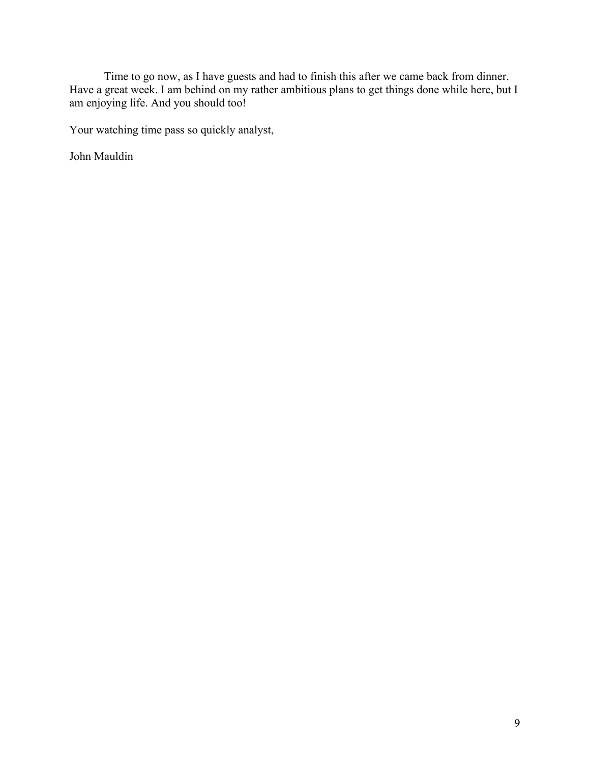Time to go now, as I have guests and had to finish this after we came back from dinner. Have a great week. I am behind on my rather ambitious plans to get things done while here, but I am enjoying life. And you should too!

Your watching time pass so quickly analyst,

John Mauldin